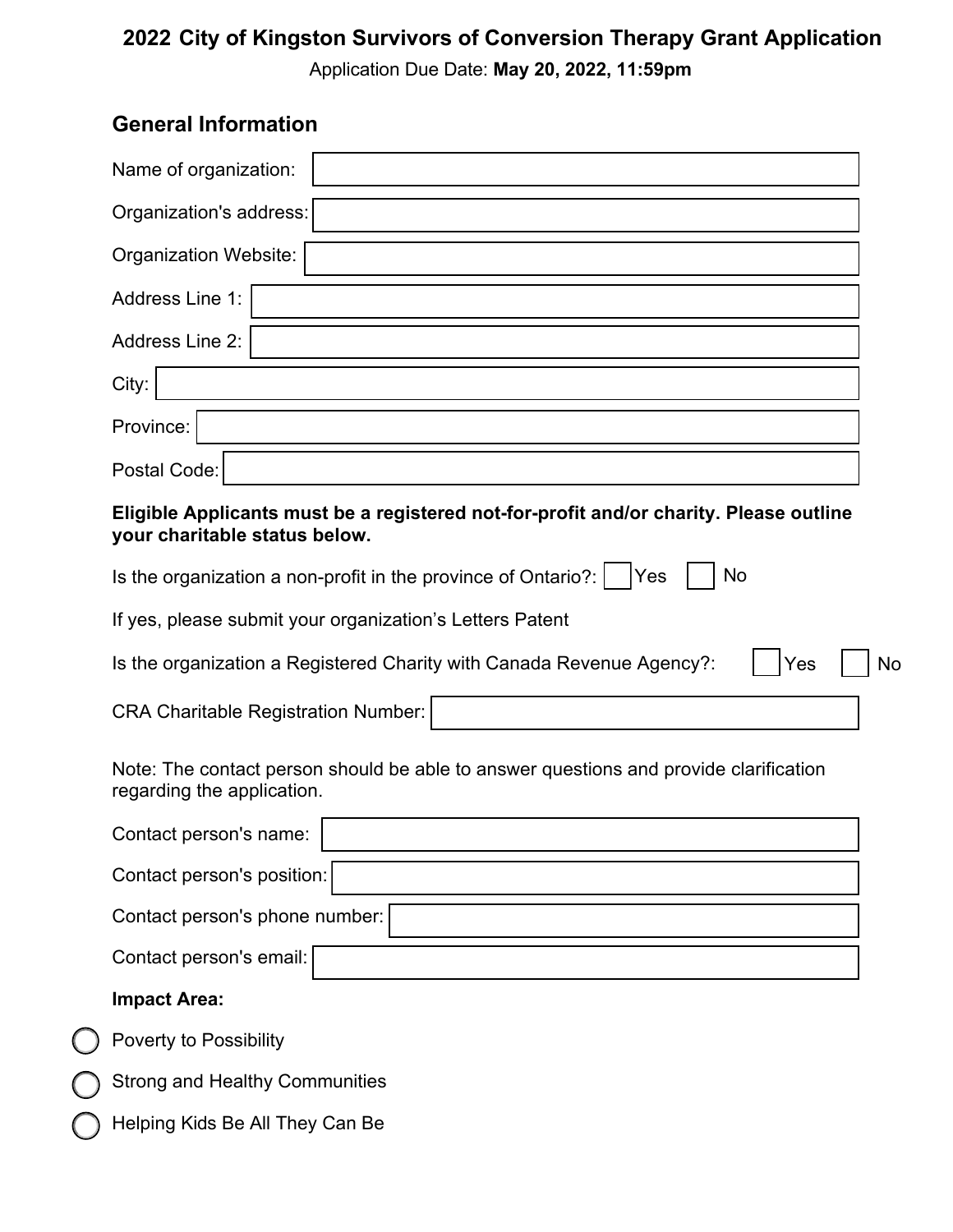# 2022 City of Kingston Survivors of Conversion Therapy Grant Application

Application Due Date: **May 20, 2022, 11:59pm**

## General Information

Name of organization:

Organization's address:

Organization Website:

Address Line 1:

Address Line 2:

City:

Province:

Postal Code:

**Eligible Applicants must be a registered not-for-profit and/or charity. Please outline your charitable status below.**

Is the organization a non-profit in the province of Ontario?: ☐ Yes ☐ No

If yes, please submit your organization's Letters Patent

Is the organization a Registered Charity with Canada Revenue Agency?: ☐ Yes ☐ No

CRA Charitable Registration Number:

Note: The contact person should be able to answer questions and provide clarification regarding the application.

Contact person's name:

Contact person's position:

Contact person's phone number:

Contact person's email:

**Impact Area:**

- ○ Poverty to Possibility
- ○ Strong and Healthy Communities
- ○ Helping Kids Be All They Can Be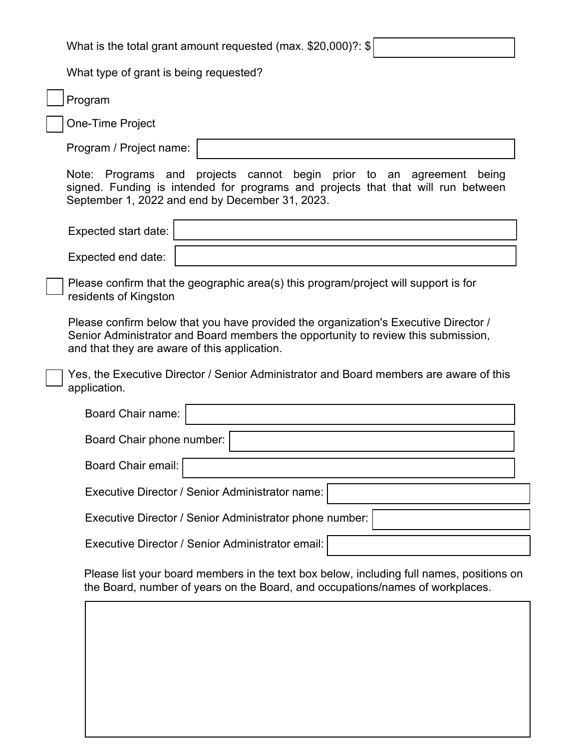What is the total grant amount requested (max. $20,000)?: $ ____________

What type of grant is being requested?

- [ ] Program
- [ ] One-Time Project

Program / Project name: ____________

Note: Programs and projects cannot begin prior to an agreement being signed. Funding is intended for programs and projects that that will run between September 1, 2022 and end by December 31, 2023.

Expected start date: ____________

Expected end date: ____________

- [ ] Please confirm that the geographic area(s) this program/project will support is for residents of Kingston

Please confirm below that you have provided the organization's Executive Director / Senior Administrator and Board members the opportunity to review this submission, and that they are aware of this application.

- [ ] Yes, the Executive Director / Senior Administrator and Board members are aware of this application.

Board Chair name: ____________

Board Chair phone number: ____________

Board Chair email: ____________

Executive Director / Senior Administrator name: ____________

Executive Director / Senior Administrator phone number: ____________

Executive Director / Senior Administrator email: ____________

Please list your board members in the text box below, including full names, positions on the Board, number of years on the Board, and occupations/names of workplaces.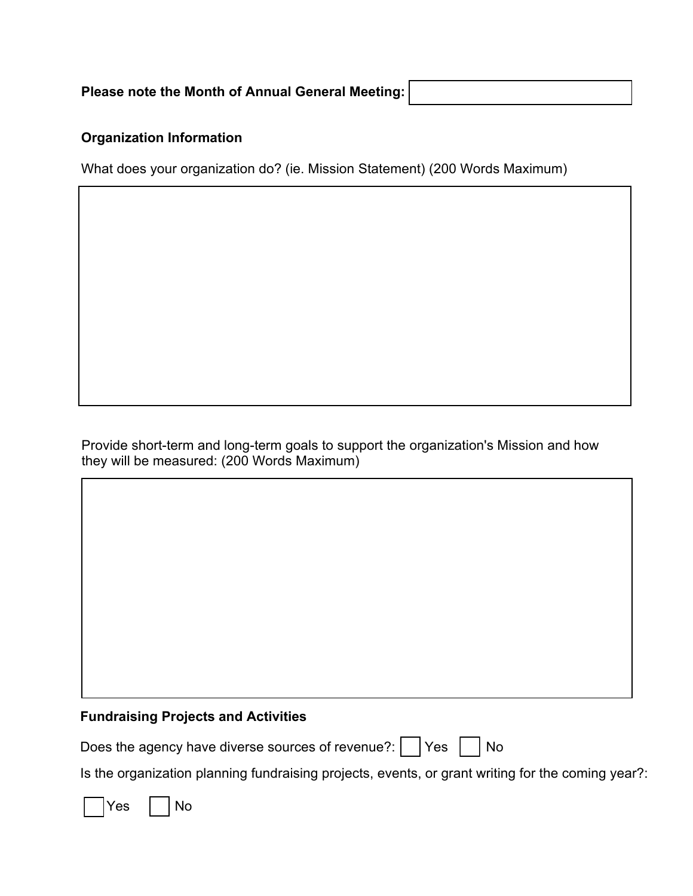**Please note the Month of Annual General Meeting:**

**Organization Information**

What does your organization do? (ie. Mission Statement) (200 Words Maximum)

Provide short-term and long-term goals to support the organization's Mission and how they will be measured: (200 Words Maximum)

**Fundraising Projects and Activities**

Does the agency have diverse sources of revenue?: ☐ Yes ☐ No

Is the organization planning fundraising projects, events, or grant writing for the coming year?:

☐ Yes ☐ No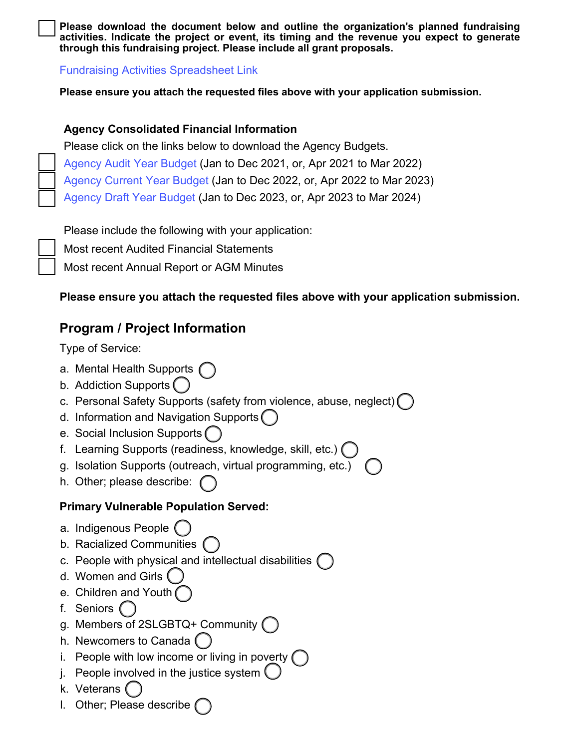- [ ] **Please download the document below and outline the organization's planned fundraising activities. Indicate the project or event, its timing and the revenue you expect to generate through this fundraising project. Please include all grant proposals.**

Fundraising Activities Spreadsheet Link

**Please ensure you attach the requested files above with your application submission.**

**Agency Consolidated Financial Information**

Please click on the links below to download the Agency Budgets.

- [ ] Agency Audit Year Budget (Jan to Dec 2021, or, Apr 2021 to Mar 2022)
- [ ] Agency Current Year Budget (Jan to Dec 2022, or, Apr 2022 to Mar 2023)
- [ ] Agency Draft Year Budget (Jan to Dec 2023, or, Apr 2023 to Mar 2024)

Please include the following with your application:

- [ ] Most recent Audited Financial Statements
- [ ] Most recent Annual Report or AGM Minutes

**Please ensure you attach the requested files above with your application submission.**

## Program / Project Information

Type of Service:

a. Mental Health Supports ○
b. Addiction Supports ○
c. Personal Safety Supports (safety from violence, abuse, neglect) ○
d. Information and Navigation Supports ○
e. Social Inclusion Supports ○
f. Learning Supports (readiness, knowledge, skill, etc.) ○
g. Isolation Supports (outreach, virtual programming, etc.) ○
h. Other; please describe: ○

**Primary Vulnerable Population Served:**

a. Indigenous People ○
b. Racialized Communities ○
c. People with physical and intellectual disabilities ○
d. Women and Girls ○
e. Children and Youth ○
f. Seniors ○
g. Members of 2SLGBTQ+ Community ○
h. Newcomers to Canada ○
i. People with low income or living in poverty ○
j. People involved in the justice system ○
k. Veterans ○
l. Other; Please describe ○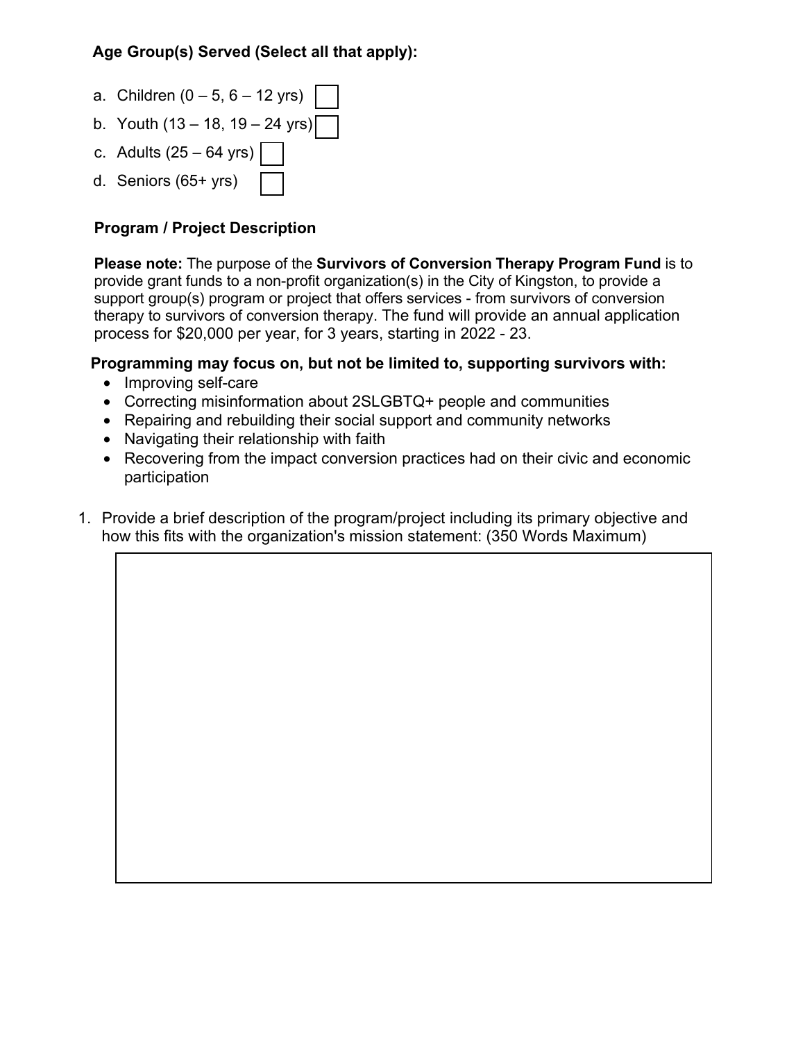**Age Group(s) Served (Select all that apply):**

a. Children (0 – 5, 6 – 12 yrs) ☐
b. Youth (13 – 18, 19 – 24 yrs) ☐
c. Adults (25 – 64 yrs) ☐
d. Seniors (65+ yrs) ☐

**Program / Project Description**

**Please note:** The purpose of the **Survivors of Conversion Therapy Program Fund** is to provide grant funds to a non-profit organization(s) in the City of Kingston, to provide a support group(s) program or project that offers services - from survivors of conversion therapy to survivors of conversion therapy. The fund will provide an annual application process for $20,000 per year, for 3 years, starting in 2022 - 23.

**Programming may focus on, but not be limited to, supporting survivors with:**

- Improving self-care
- Correcting misinformation about 2SLGBTQ+ people and communities
- Repairing and rebuilding their social support and community networks
- Navigating their relationship with faith
- Recovering from the impact conversion practices had on their civic and economic participation

1. Provide a brief description of the program/project including its primary objective and how this fits with the organization's mission statement: (350 Words Maximum)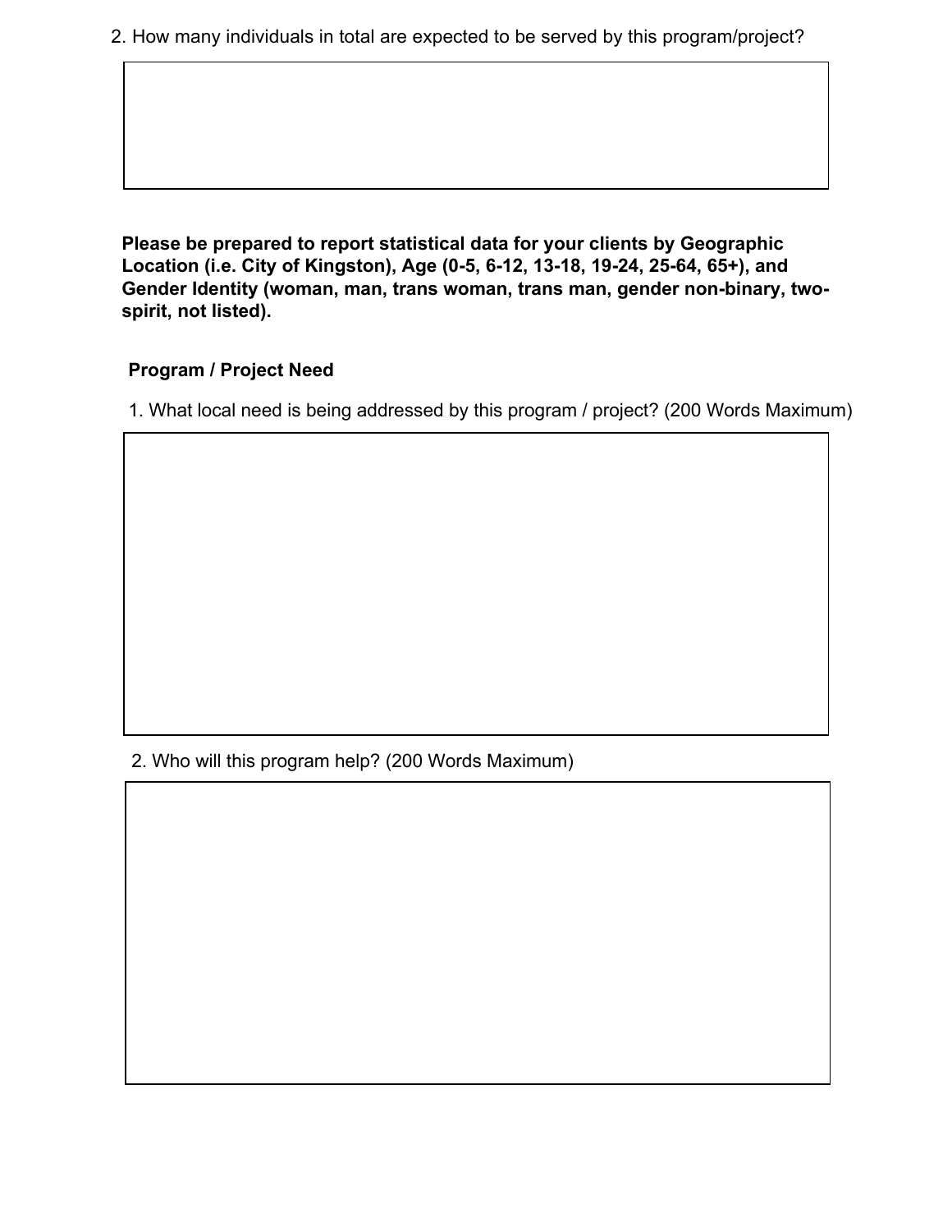2. How many individuals in total are expected to be served by this program/project?

**Please be prepared to report statistical data for your clients by Geographic Location (i.e. City of Kingston), Age (0-5, 6-12, 13-18, 19-24, 25-64, 65+), and Gender Identity (woman, man, trans woman, trans man, gender non-binary, two-spirit, not listed).**

**Program / Project Need**

1. What local need is being addressed by this program / project? (200 Words Maximum)

2. Who will this program help? (200 Words Maximum)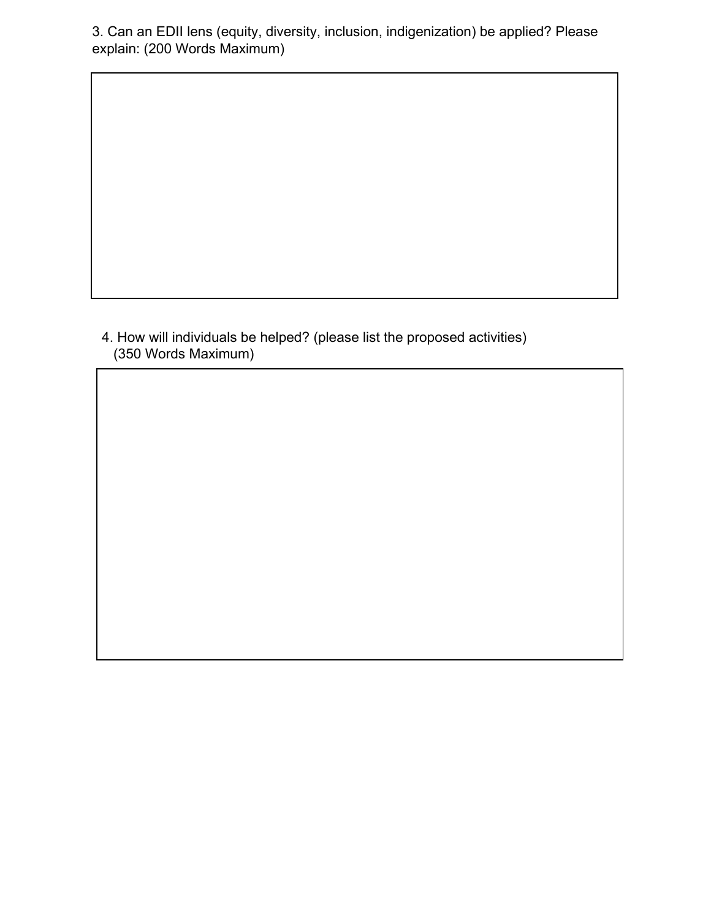3. Can an EDII lens (equity, diversity, inclusion, indigenization) be applied? Please explain: (200 Words Maximum)

4. How will individuals be helped? (please list the proposed activities) (350 Words Maximum)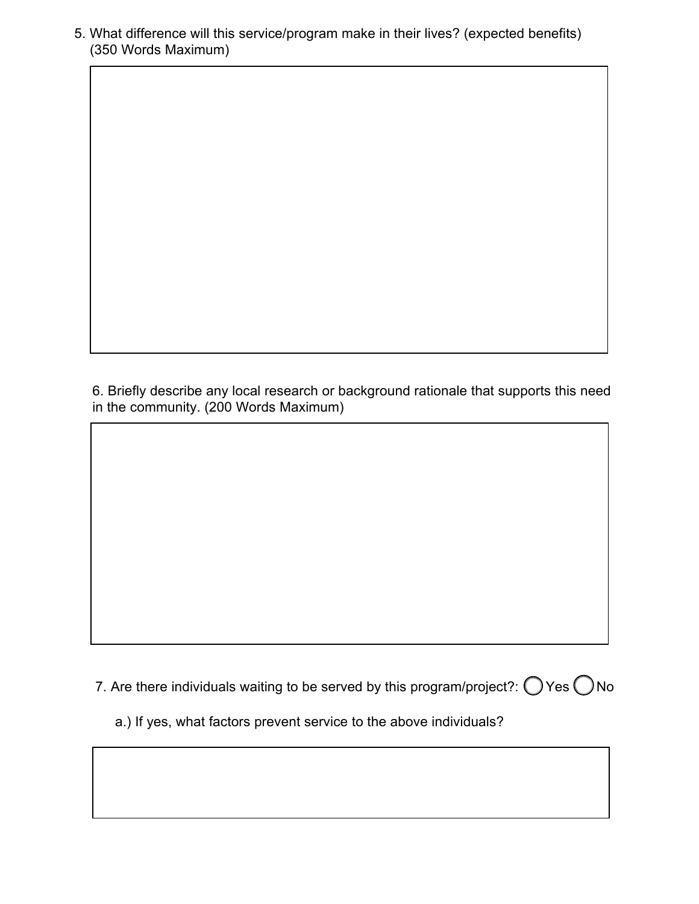5. What difference will this service/program make in their lives? (expected benefits) (350 Words Maximum)

6. Briefly describe any local research or background rationale that supports this need in the community. (200 Words Maximum)

7. Are there individuals waiting to be served by this program/project?: ◯ Yes ◯ No

   a.) If yes, what factors prevent service to the above individuals?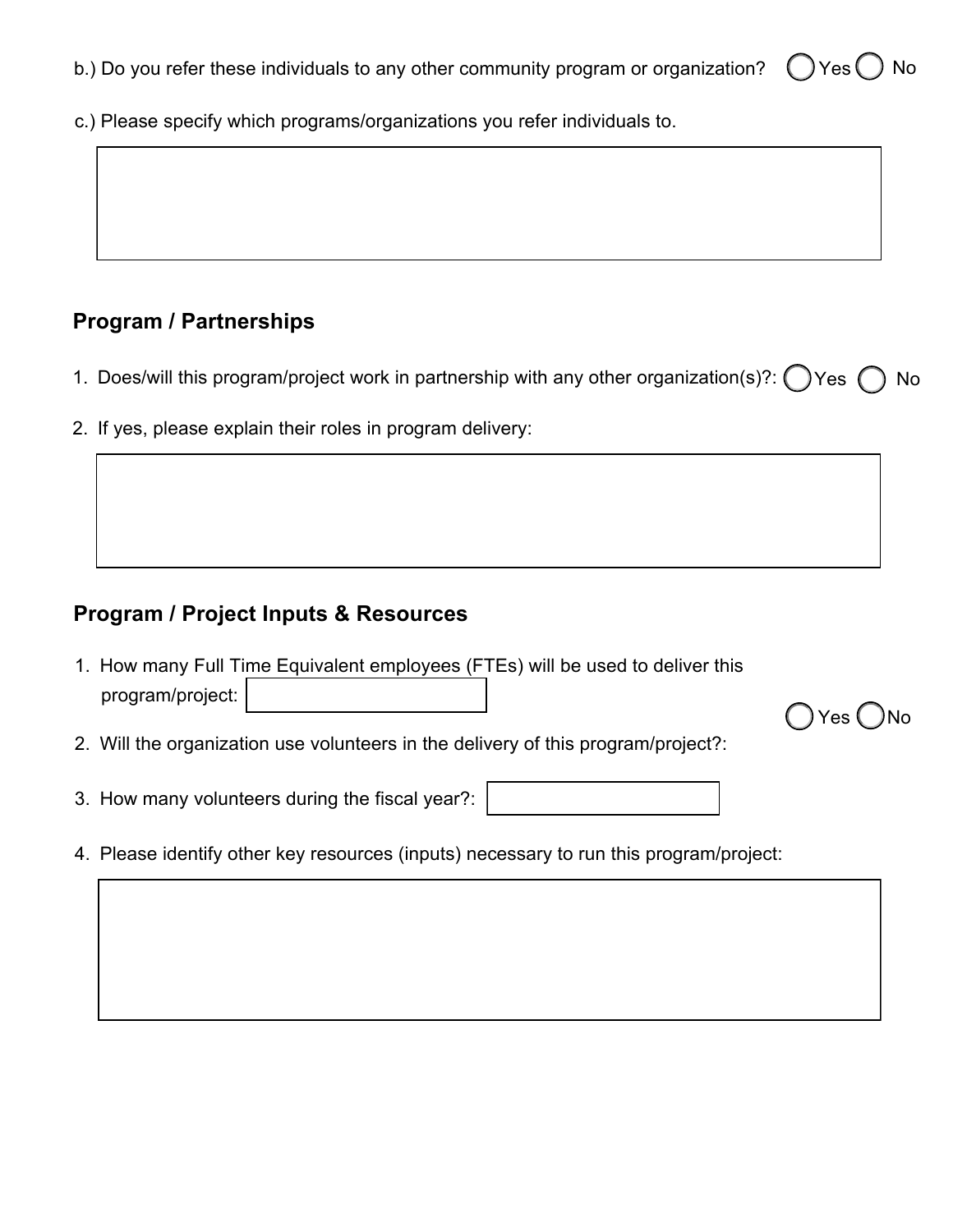b.) Do you refer these individuals to any other community program or organization? ◯ Yes ◯ No

c.) Please specify which programs/organizations you refer individuals to.

## Program / Partnerships

1. Does/will this program/project work in partnership with any other organization(s)?: ◯ Yes ◯ No
2. If yes, please explain their roles in program delivery:

## Program / Project Inputs & Resources

1. How many Full Time Equivalent employees (FTEs) will be used to deliver this program/project:
2. Will the organization use volunteers in the delivery of this program/project?: ◯ Yes ◯ No
3. How many volunteers during the fiscal year?:
4. Please identify other key resources (inputs) necessary to run this program/project: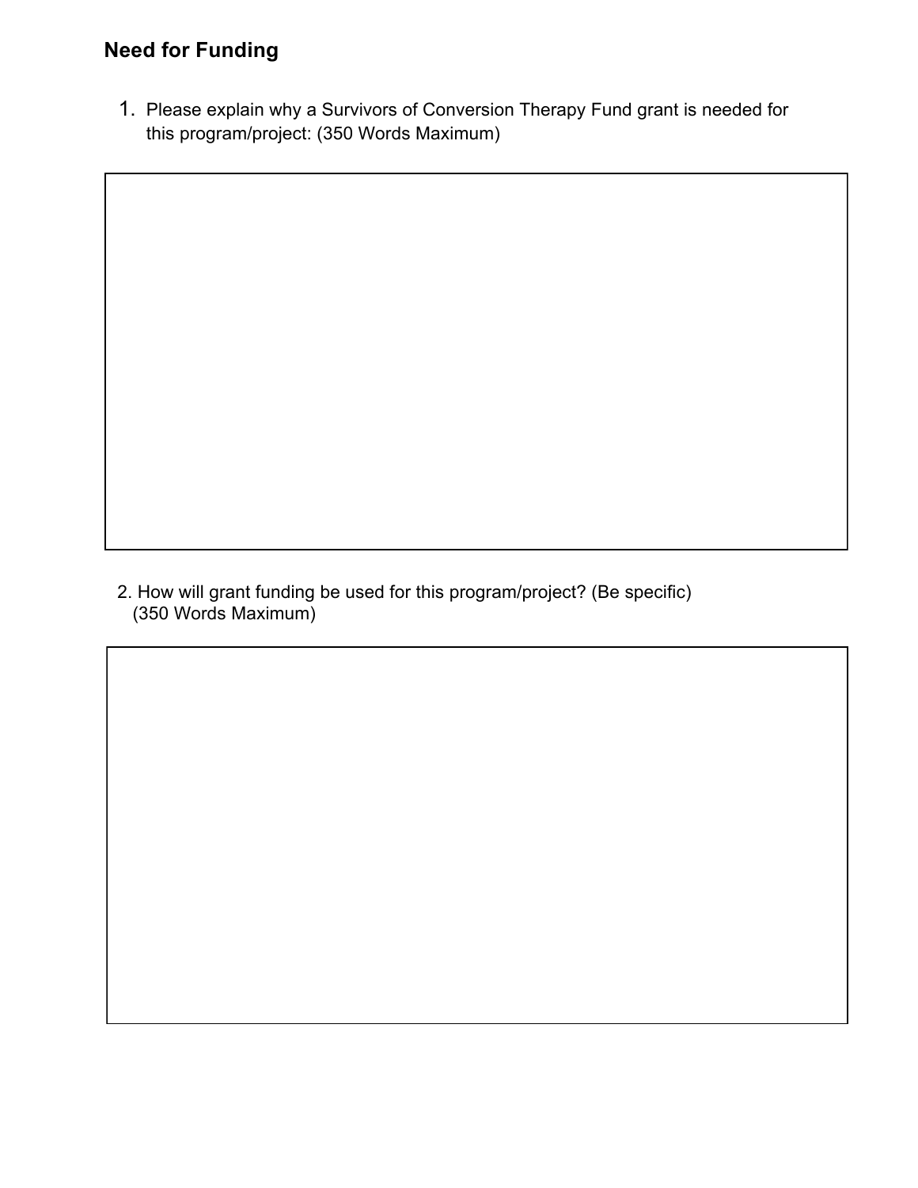## Need for Funding

1. Please explain why a Survivors of Conversion Therapy Fund grant is needed for this program/project: (350 Words Maximum)

2. How will grant funding be used for this program/project? (Be specific) (350 Words Maximum)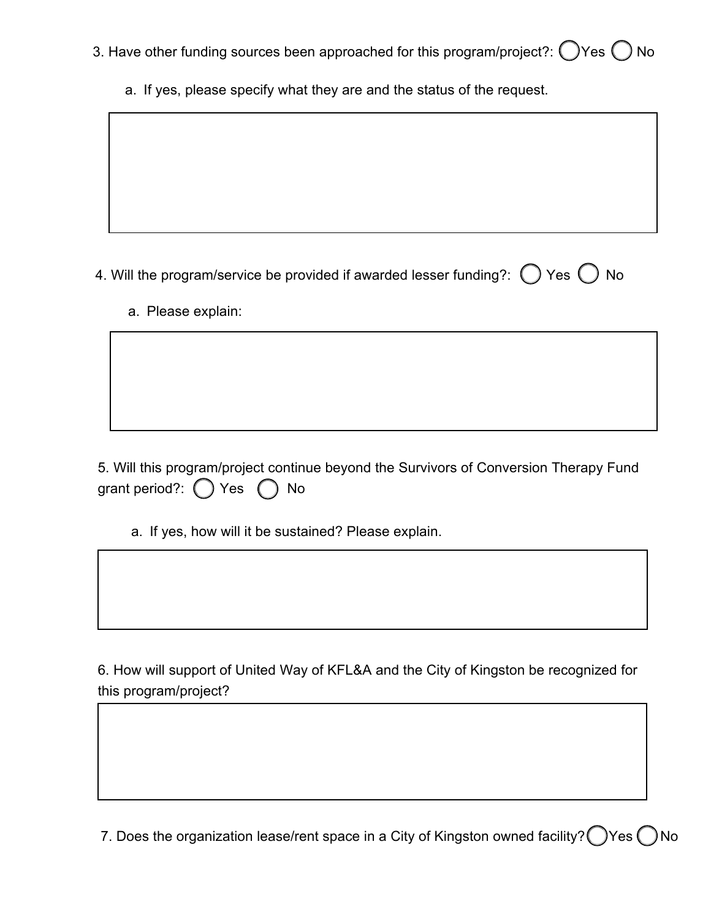3. Have other funding sources been approached for this program/project?: ◯ Yes ◯ No

   a. If yes, please specify what they are and the status of the request.

4. Will the program/service be provided if awarded lesser funding?: ◯ Yes ◯ No

   a. Please explain:

5. Will this program/project continue beyond the Survivors of Conversion Therapy Fund grant period?: ◯ Yes ◯ No

   a. If yes, how will it be sustained? Please explain.

6. How will support of United Way of KFL&A and the City of Kingston be recognized for this program/project?

7. Does the organization lease/rent space in a City of Kingston owned facility? ◯ Yes ◯ No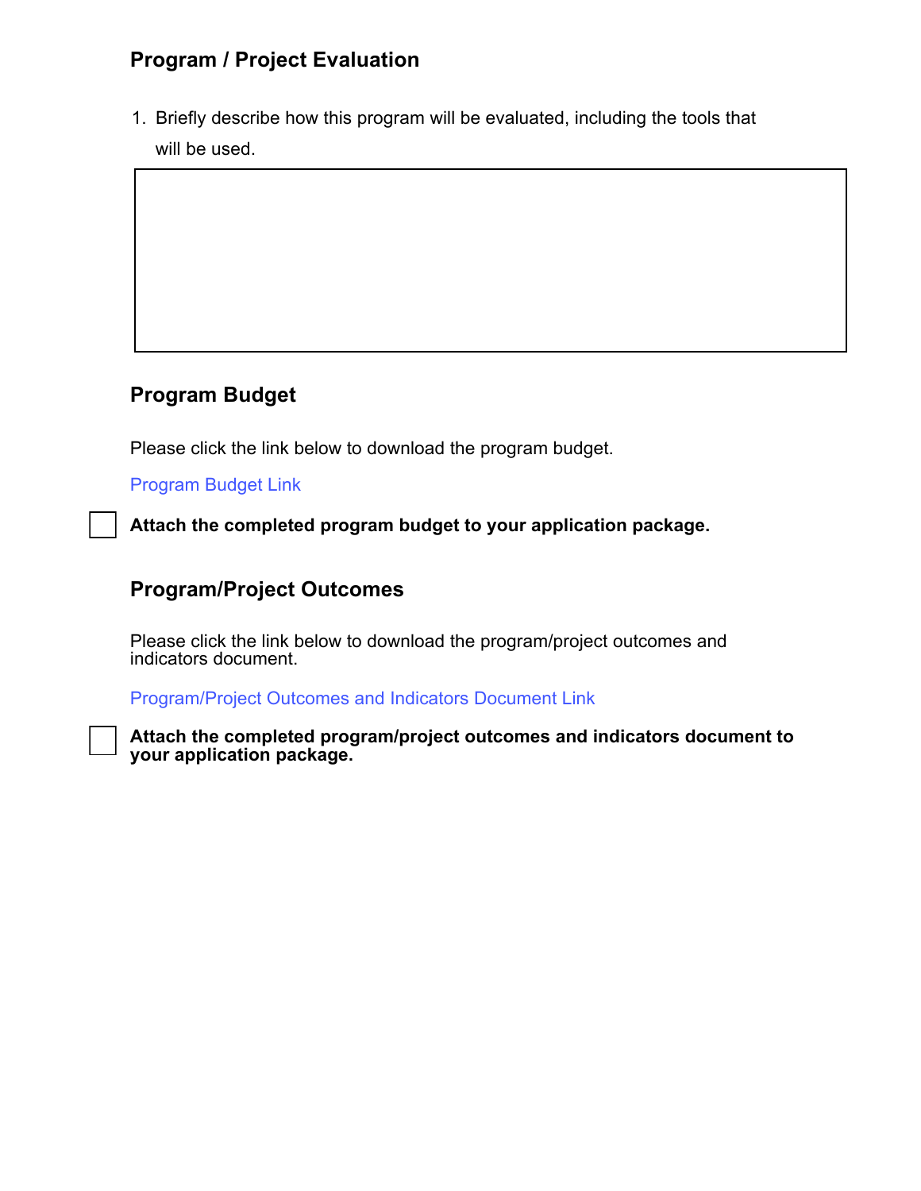## Program / Project Evaluation

1. Briefly describe how this program will be evaluated, including the tools that will be used.

| |
|---|
| |

## Program Budget

Please click the link below to download the program budget.

Program Budget Link

☐ **Attach the completed program budget to your application package.**

## Program/Project Outcomes

Please click the link below to download the program/project outcomes and indicators document.

Program/Project Outcomes and Indicators Document Link

☐ **Attach the completed program/project outcomes and indicators document to your application package.**